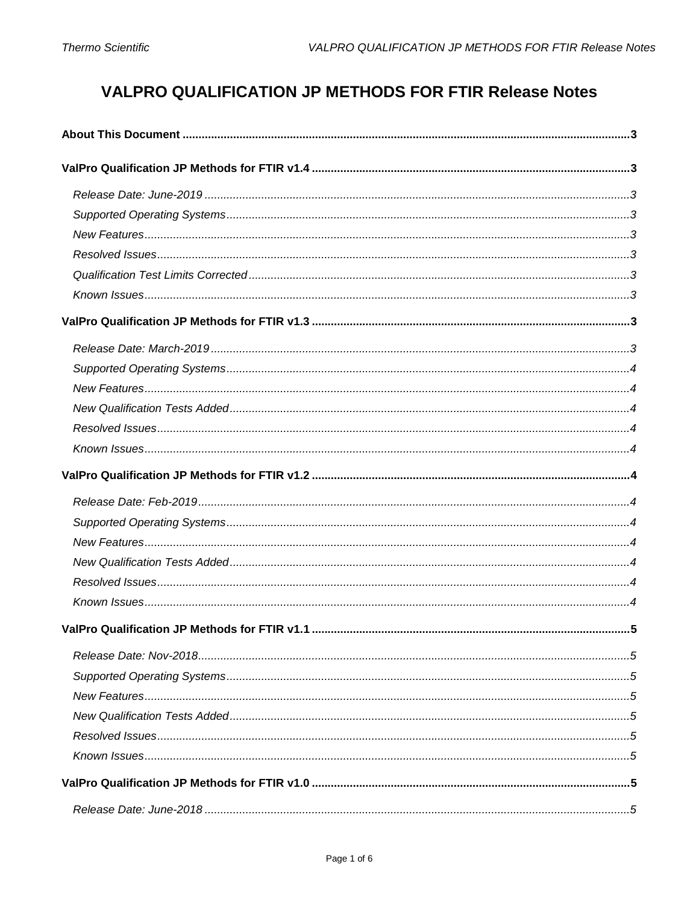# VALPRO QUALIFICATION JP METHODS FOR FTIR Release Notes

**About This Document** ........................................ 3

**ValPro Qualification JP Methods for FTIR v1.4** ........................................ 3

- *Release Date: June-2019* ........................................ 3
- *Supported Operating Systems* ........................................ 3
- *New Features* ........................................ 3
- *Resolved Issues* ........................................ 3
- *Qualification Test Limits Corrected* ........................................ 3
- *Known Issues* ........................................ 3

**ValPro Qualification JP Methods for FTIR v1.3** ........................................ 3

- *Release Date: March-2019* ........................................ 3
- *Supported Operating Systems* ........................................ 4
- *New Features* ........................................ 4
- *New Qualification Tests Added* ........................................ 4
- *Resolved Issues* ........................................ 4
- *Known Issues* ........................................ 4

**ValPro Qualification JP Methods for FTIR v1.2** ........................................ 4

- *Release Date: Feb-2019* ........................................ 4
- *Supported Operating Systems* ........................................ 4
- *New Features* ........................................ 4
- *New Qualification Tests Added* ........................................ 4
- *Resolved Issues* ........................................ 4
- *Known Issues* ........................................ 4

**ValPro Qualification JP Methods for FTIR v1.1** ........................................ 5

- *Release Date: Nov-2018* ........................................ 5
- *Supported Operating Systems* ........................................ 5
- *New Features* ........................................ 5
- *New Qualification Tests Added* ........................................ 5
- *Resolved Issues* ........................................ 5
- *Known Issues* ........................................ 5

**ValPro Qualification JP Methods for FTIR v1.0** ........................................ 5

- *Release Date: June-2018* ........................................ 5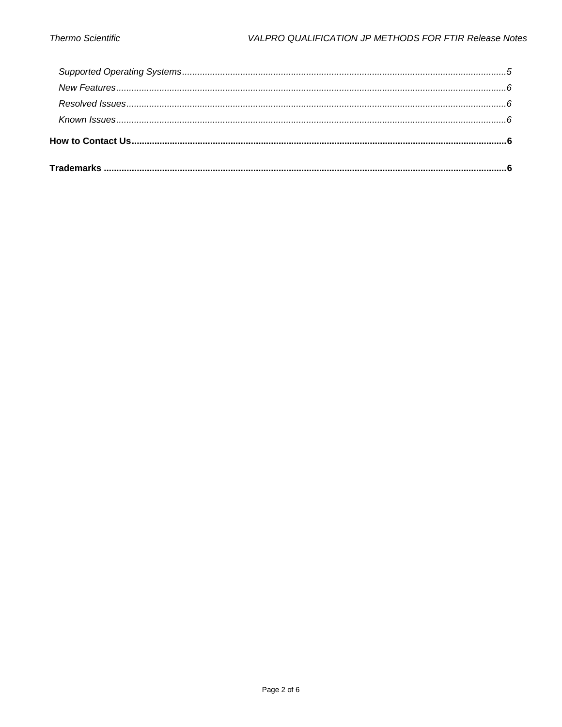*Supported Operating Systems*..................................................................5
*New Features*..................................................................6
*Resolved Issues*..................................................................6
*Known Issues*..................................................................6

**How to Contact Us..................................................................6**

**Trademarks..................................................................6**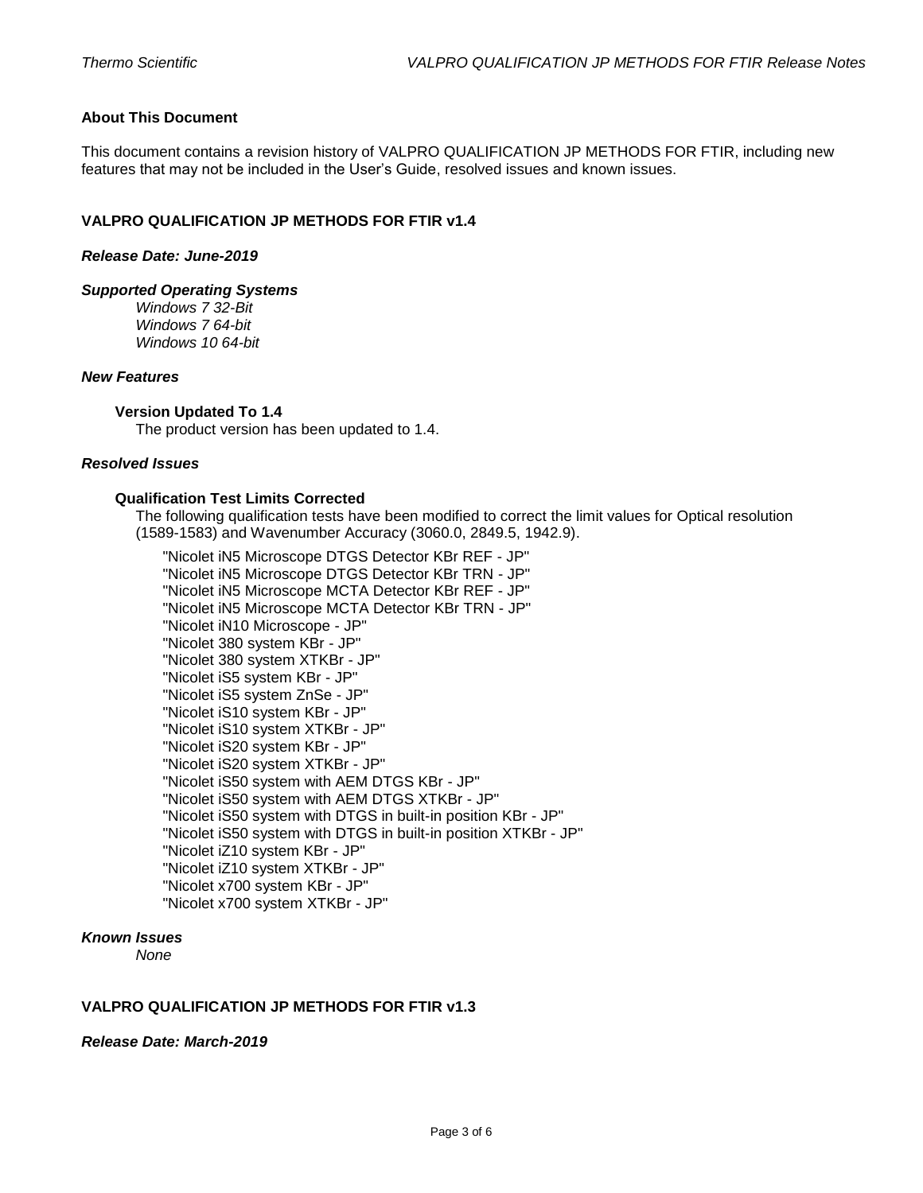### About This Document

This document contains a revision history of VALPRO QUALIFICATION JP METHODS FOR FTIR, including new features that may not be included in the User's Guide, resolved issues and known issues.

## VALPRO QUALIFICATION JP METHODS FOR FTIR v1.4

***Release Date: June-2019***

***Supported Operating Systems***

*Windows 7 32-Bit*
*Windows 7 64-bit*
*Windows 10 64-bit*

***New Features***

**Version Updated To 1.4**

The product version has been updated to 1.4.

***Resolved Issues***

**Qualification Test Limits Corrected**

The following qualification tests have been modified to correct the limit values for Optical resolution (1589-1583) and Wavenumber Accuracy (3060.0, 2849.5, 1942.9).

"Nicolet iN5 Microscope DTGS Detector KBr REF - JP"
"Nicolet iN5 Microscope DTGS Detector KBr TRN - JP"
"Nicolet iN5 Microscope MCTA Detector KBr REF - JP"
"Nicolet iN5 Microscope MCTA Detector KBr TRN - JP"
"Nicolet iN10 Microscope - JP"
"Nicolet 380 system KBr - JP"
"Nicolet 380 system XTKBr - JP"
"Nicolet iS5 system KBr - JP"
"Nicolet iS5 system ZnSe - JP"
"Nicolet iS10 system KBr - JP"
"Nicolet iS10 system XTKBr - JP"
"Nicolet iS20 system KBr - JP"
"Nicolet iS20 system XTKBr - JP"
"Nicolet iS50 system with AEM DTGS KBr - JP"
"Nicolet iS50 system with AEM DTGS XTKBr - JP"
"Nicolet iS50 system with DTGS in built-in position KBr - JP"
"Nicolet iS50 system with DTGS in built-in position XTKBr - JP"
"Nicolet iZ10 system KBr - JP"
"Nicolet iZ10 system XTKBr - JP"
"Nicolet x700 system KBr - JP"
"Nicolet x700 system XTKBr - JP"

***Known Issues***

*None*

## VALPRO QUALIFICATION JP METHODS FOR FTIR v1.3

***Release Date: March-2019***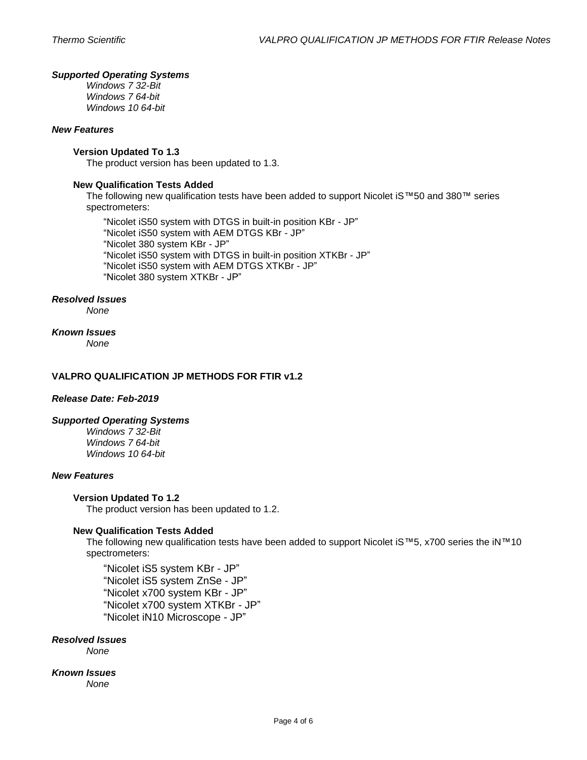***Supported Operating Systems***

*Windows 7 32-Bit*
*Windows 7 64-bit*
*Windows 10 64-bit*

***New Features***

**Version Updated To 1.3**

The product version has been updated to 1.3.

**New Qualification Tests Added**

The following new qualification tests have been added to support Nicolet iS™50 and 380™ series spectrometers:

“Nicolet iS50 system with DTGS in built-in position KBr - JP”
“Nicolet iS50 system with AEM DTGS KBr - JP”
“Nicolet 380 system KBr - JP”
“Nicolet iS50 system with DTGS in built-in position XTKBr - JP”
“Nicolet iS50 system with AEM DTGS XTKBr - JP”
“Nicolet 380 system XTKBr - JP”

***Resolved Issues***

*None*

***Known Issues***

*None*

## VALPRO QUALIFICATION JP METHODS FOR FTIR v1.2

***Release Date: Feb-2019***

***Supported Operating Systems***

*Windows 7 32-Bit*
*Windows 7 64-bit*
*Windows 10 64-bit*

***New Features***

**Version Updated To 1.2**

The product version has been updated to 1.2.

**New Qualification Tests Added**

The following new qualification tests have been added to support Nicolet iS™5, x700 series the iN™10 spectrometers:

“Nicolet iS5 system KBr - JP”
“Nicolet iS5 system ZnSe - JP”
“Nicolet x700 system KBr - JP”
“Nicolet x700 system XTKBr - JP”
“Nicolet iN10 Microscope - JP”

***Resolved Issues***

*None*

***Known Issues***

*None*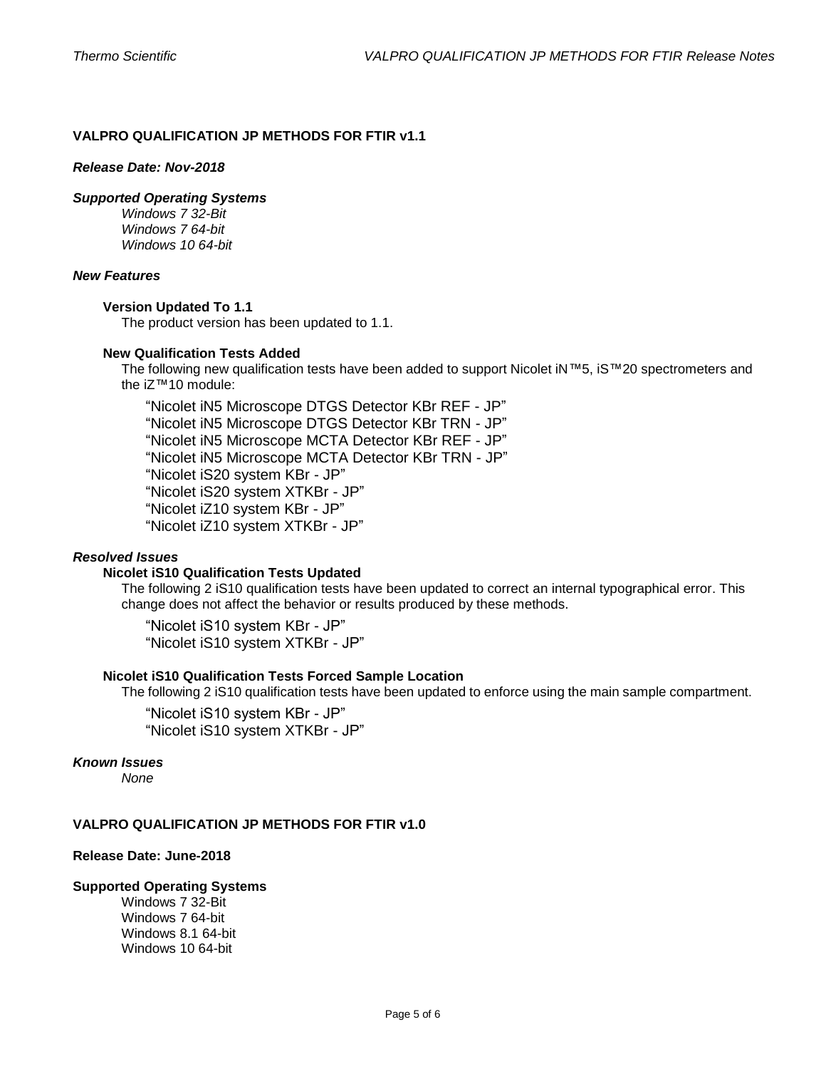## VALPRO QUALIFICATION JP METHODS FOR FTIR v1.1

***Release Date: Nov-2018***

***Supported Operating Systems***

*Windows 7 32-Bit*
*Windows 7 64-bit*
*Windows 10 64-bit*

***New Features***

**Version Updated To 1.1**

The product version has been updated to 1.1.

**New Qualification Tests Added**

The following new qualification tests have been added to support Nicolet iN™5, iS™20 spectrometers and the iZ™10 module:

“Nicolet iN5 Microscope DTGS Detector KBr REF - JP”
“Nicolet iN5 Microscope DTGS Detector KBr TRN - JP”
“Nicolet iN5 Microscope MCTA Detector KBr REF - JP”
“Nicolet iN5 Microscope MCTA Detector KBr TRN - JP”
“Nicolet iS20 system KBr - JP”
“Nicolet iS20 system XTKBr - JP”
“Nicolet iZ10 system KBr - JP”
“Nicolet iZ10 system XTKBr - JP”

***Resolved Issues***

**Nicolet iS10 Qualification Tests Updated**

The following 2 iS10 qualification tests have been updated to correct an internal typographical error. This change does not affect the behavior or results produced by these methods.

“Nicolet iS10 system KBr - JP”
“Nicolet iS10 system XTKBr - JP”

**Nicolet iS10 Qualification Tests Forced Sample Location**

The following 2 iS10 qualification tests have been updated to enforce using the main sample compartment.

“Nicolet iS10 system KBr - JP”
“Nicolet iS10 system XTKBr - JP”

***Known Issues***

*None*

## VALPRO QUALIFICATION JP METHODS FOR FTIR v1.0

**Release Date: June-2018**

**Supported Operating Systems**

Windows 7 32-Bit
Windows 7 64-bit
Windows 8.1 64-bit
Windows 10 64-bit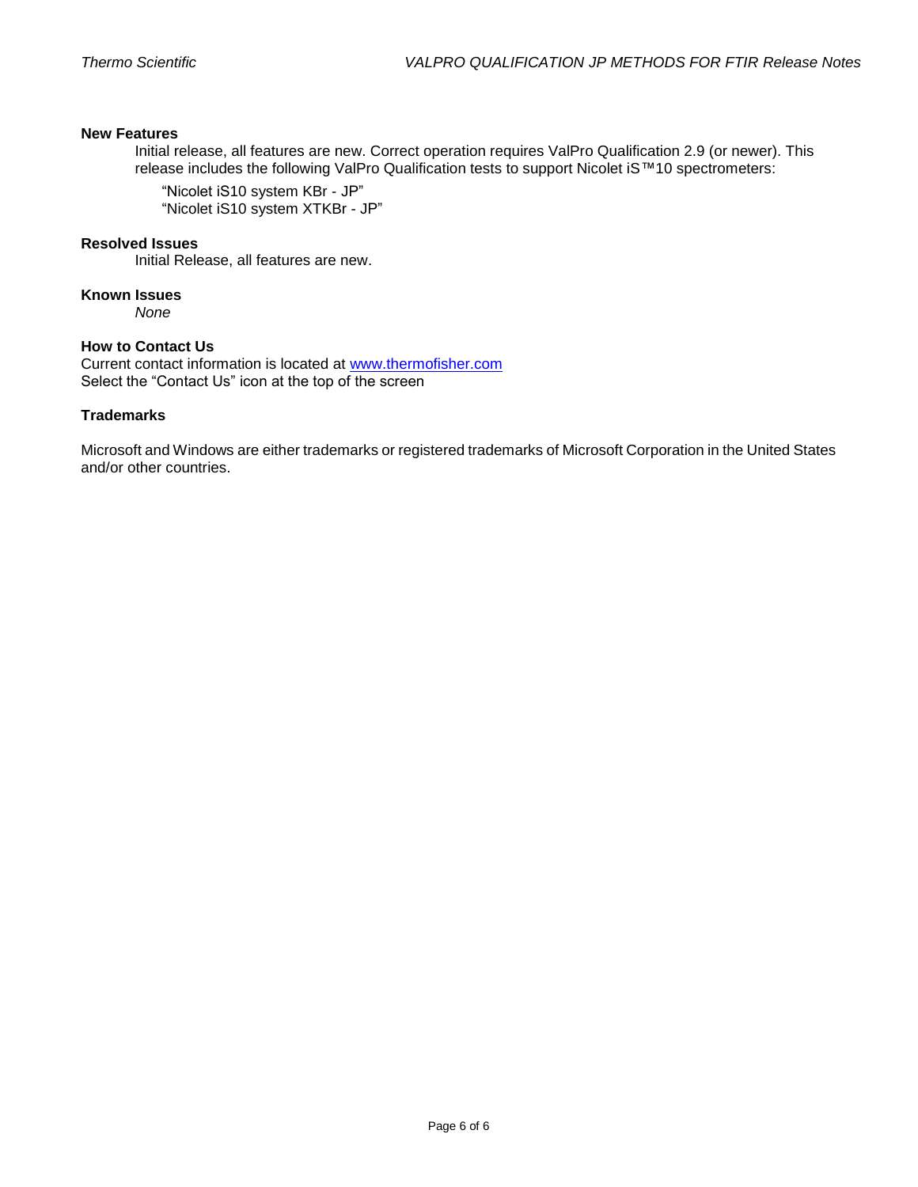**New Features**

Initial release, all features are new. Correct operation requires ValPro Qualification 2.9 (or newer). This release includes the following ValPro Qualification tests to support Nicolet iS™10 spectrometers:

"Nicolet iS10 system KBr - JP"
"Nicolet iS10 system XTKBr - JP"

**Resolved Issues**

Initial Release, all features are new.

**Known Issues**

*None*

**How to Contact Us**

Current contact information is located at www.thermofisher.com
Select the "Contact Us" icon at the top of the screen

**Trademarks**

Microsoft and Windows are either trademarks or registered trademarks of Microsoft Corporation in the United States and/or other countries.